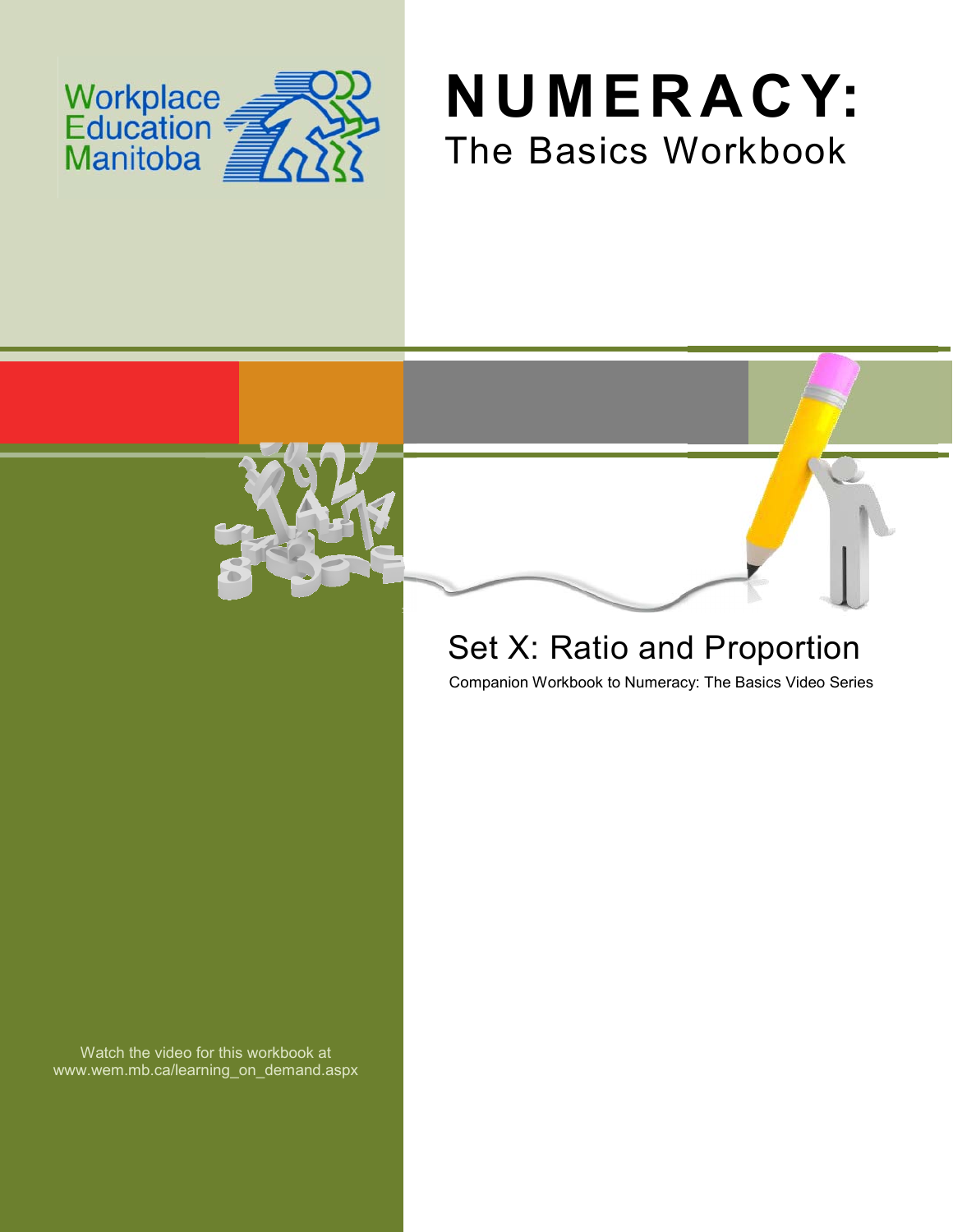Workplace Education Manitoba

# NUMERACY:

## The Basics Workbook

## Set X: Ratio and Proportion

Companion Workbook to Numeracy: The Basics Video Series

Watch the video for this workbook at www.wem.mb.ca/learning_on_demand.aspx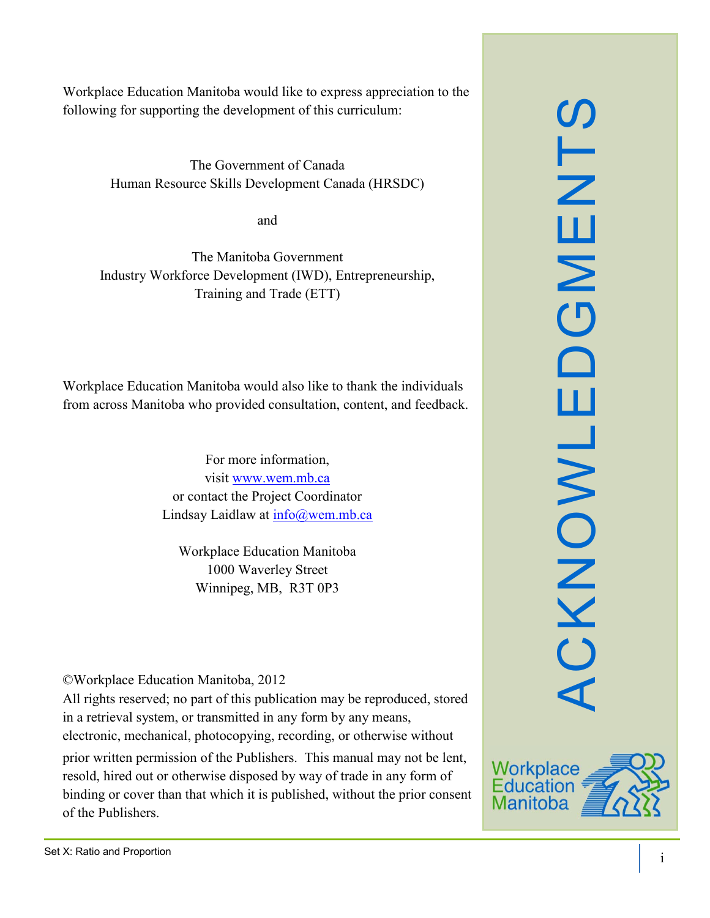# ACKNOWLEDGMENTS

Workplace Education Manitoba would like to express appreciation to the following for supporting the development of this curriculum:

The Government of Canada
Human Resource Skills Development Canada (HRSDC)

and

The Manitoba Government
Industry Workforce Development (IWD), Entrepreneurship, Training and Trade (ETT)

Workplace Education Manitoba would also like to thank the individuals from across Manitoba who provided consultation, content, and feedback.

For more information,
visit [www.wem.mb.ca](http://www.wem.mb.ca)
or contact the Project Coordinator
Lindsay Laidlaw at [info@wem.mb.ca](mailto:info@wem.mb.ca)

Workplace Education Manitoba
1000 Waverley Street
Winnipeg, MB, R3T 0P3

©Workplace Education Manitoba, 2012
All rights reserved; no part of this publication may be reproduced, stored in a retrieval system, or transmitted in any form by any means, electronic, mechanical, photocopying, recording, or otherwise without prior written permission of the Publishers. This manual may not be lent, resold, hired out or otherwise disposed by way of trade in any form of binding or cover than that which it is published, without the prior consent of the Publishers.

Workplace Education Manitoba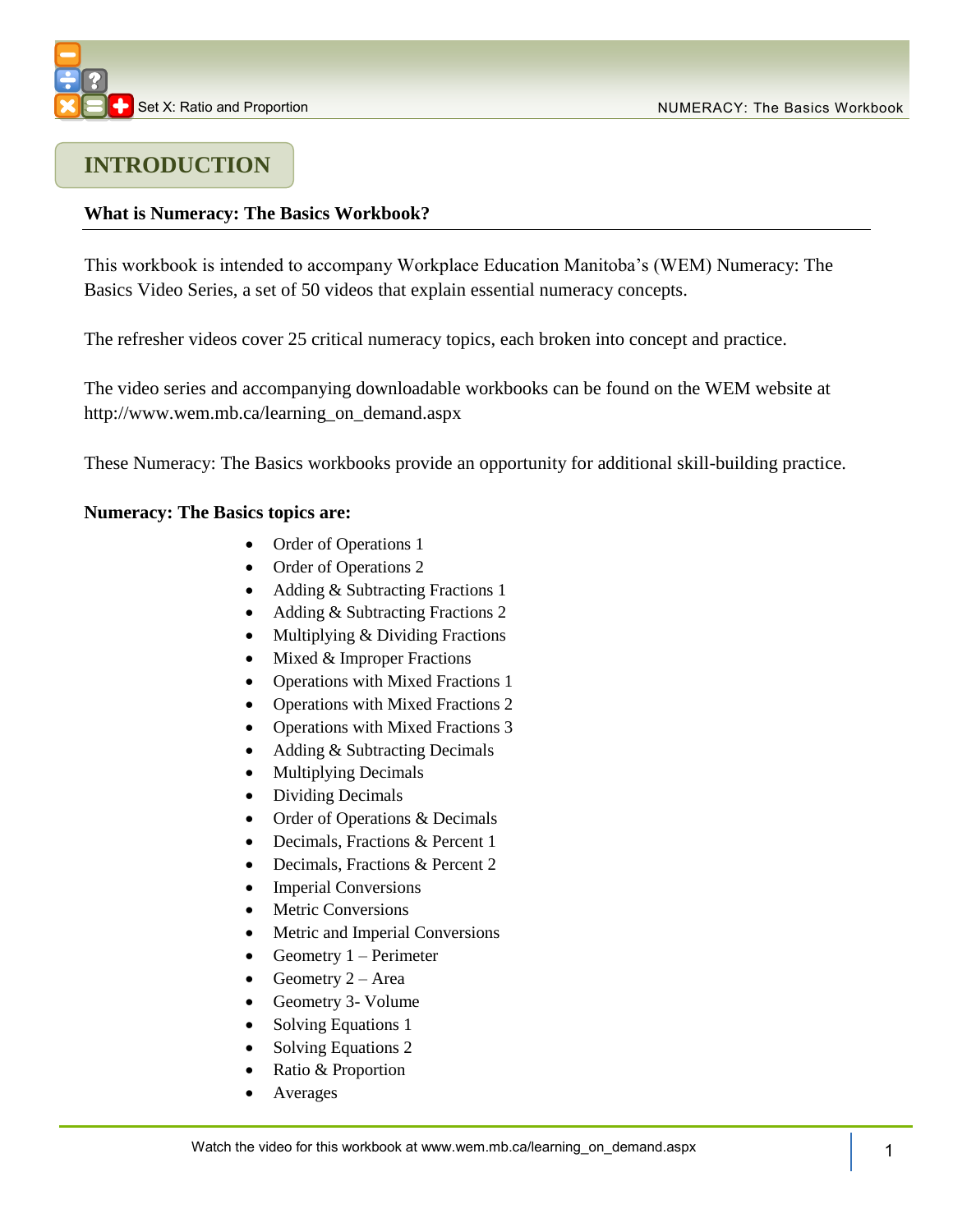# INTRODUCTION

**What is Numeracy: The Basics Workbook?**

This workbook is intended to accompany Workplace Education Manitoba's (WEM) Numeracy: The Basics Video Series, a set of 50 videos that explain essential numeracy concepts.

The refresher videos cover 25 critical numeracy topics, each broken into concept and practice.

The video series and accompanying downloadable workbooks can be found on the WEM website at http://www.wem.mb.ca/learning_on_demand.aspx

These Numeracy: The Basics workbooks provide an opportunity for additional skill-building practice.

**Numeracy: The Basics topics are:**

- Order of Operations 1
- Order of Operations 2
- Adding & Subtracting Fractions 1
- Adding & Subtracting Fractions 2
- Multiplying & Dividing Fractions
- Mixed & Improper Fractions
- Operations with Mixed Fractions 1
- Operations with Mixed Fractions 2
- Operations with Mixed Fractions 3
- Adding & Subtracting Decimals
- Multiplying Decimals
- Dividing Decimals
- Order of Operations & Decimals
- Decimals, Fractions & Percent 1
- Decimals, Fractions & Percent 2
- Imperial Conversions
- Metric Conversions
- Metric and Imperial Conversions
- Geometry 1 – Perimeter
- Geometry 2 – Area
- Geometry 3- Volume
- Solving Equations 1
- Solving Equations 2
- Ratio & Proportion
- Averages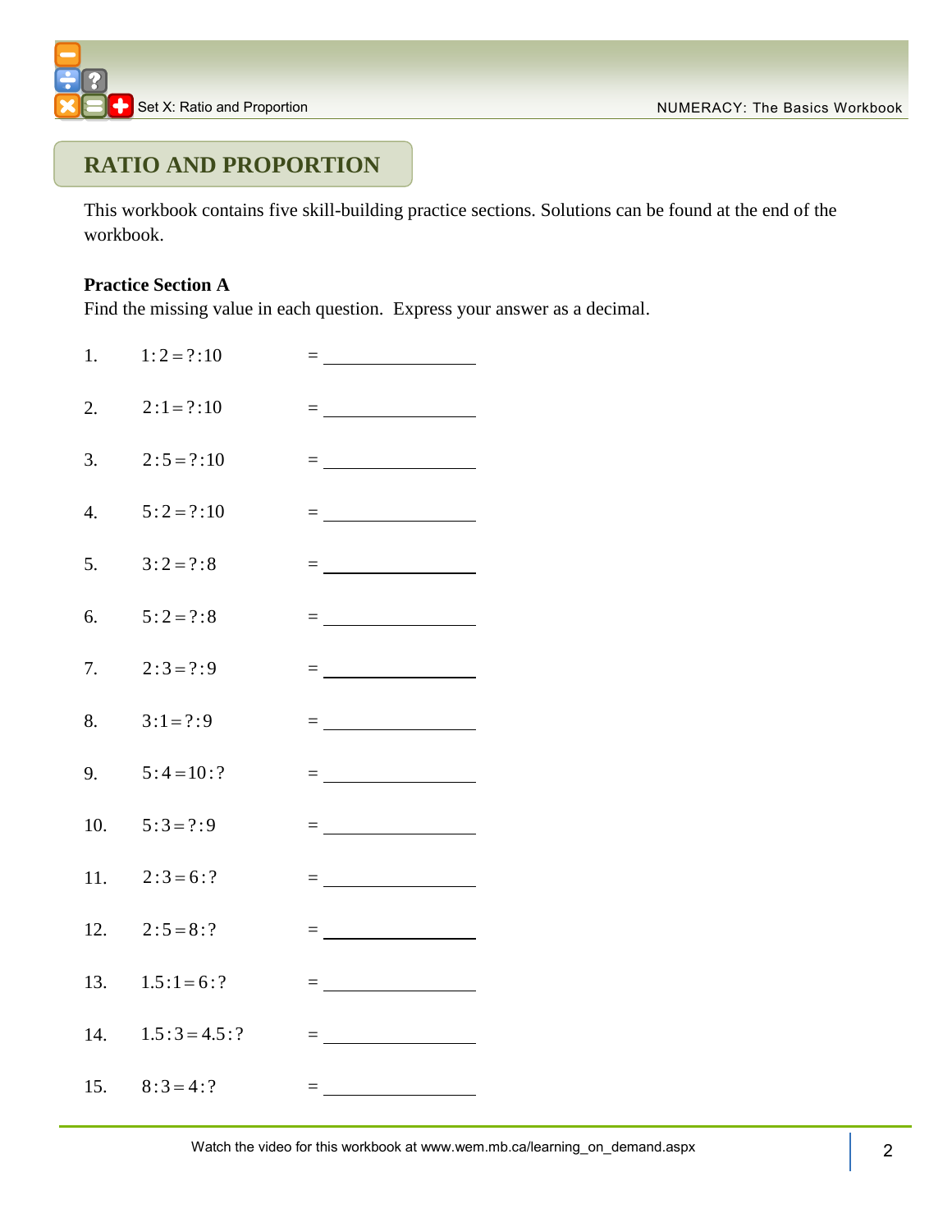## RATIO AND PROPORTION

This workbook contains five skill-building practice sections. Solutions can be found at the end of the workbook.

**Practice Section A**

Find the missing value in each question. Express your answer as a decimal.

1. $1:2=?:10$ = ______________
2. $2:1=?:10$ = ______________
3. $2:5=?:10$ = ______________
4. $5:2=?:10$ = ______________
5. $3:2=?:8$ = ______________
6. $5:2=?:8$ = ______________
7. $2:3=?:9$ = ______________
8. $3:1=?:9$ = ______________
9. $5:4=10:?$ = ______________
10. $5:3=?:9$ = ______________
11. $2:3=6:?$ = ______________
12. $2:5=8:?$ = ______________
13. $1.5:1=6:?$ = ______________
14. $1.5:3=4.5:?$ = ______________
15. $8:3=4:?$ = ______________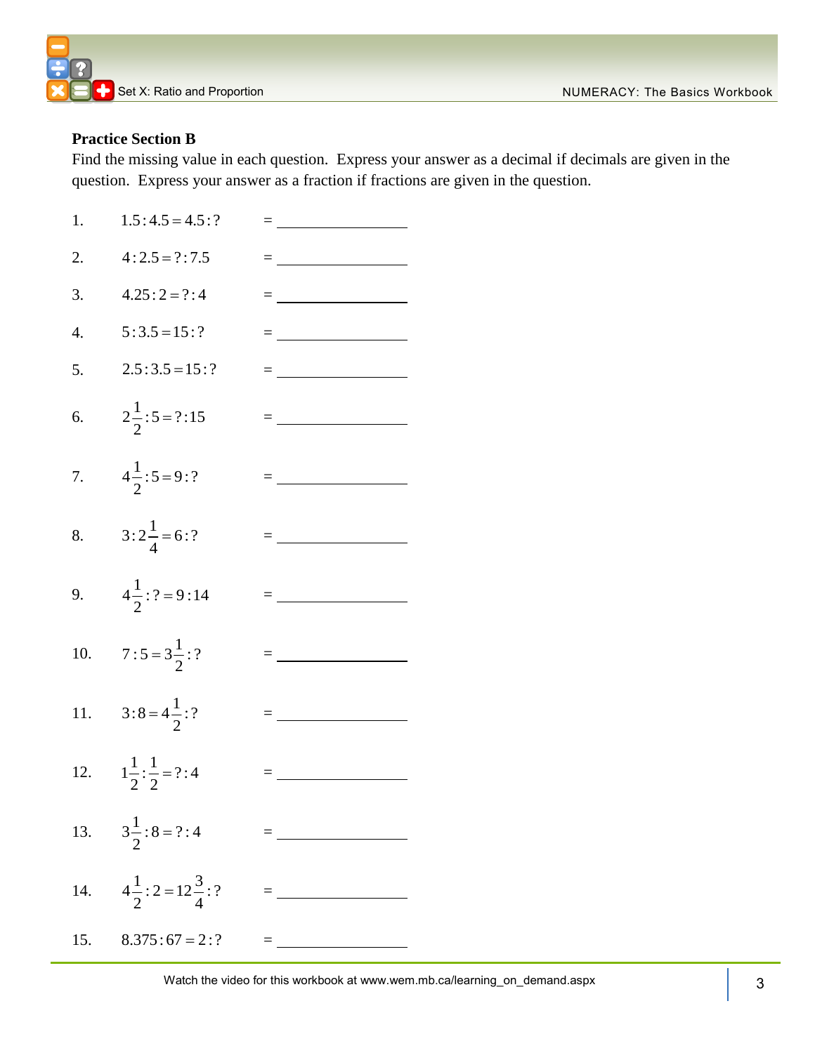**Practice Section B**

Find the missing value in each question. Express your answer as a decimal if decimals are given in the question. Express your answer as a fraction if fractions are given in the question.

1. $1.5 : 4.5 = 4.5 : ?$ = \_\_\_\_\_\_\_\_\_\_\_\_\_\_\_\_

2. $4 : 2.5 = ? : 7.5$ = \_\_\_\_\_\_\_\_\_\_\_\_\_\_\_\_

3. $4.25 : 2 = ? : 4$ = \_\_\_\_\_\_\_\_\_\_\_\_\_\_\_\_

4. $5 : 3.5 = 15 : ?$ = \_\_\_\_\_\_\_\_\_\_\_\_\_\_\_\_

5. $2.5 : 3.5 = 15 : ?$ = \_\_\_\_\_\_\_\_\_\_\_\_\_\_\_\_

6. $2\frac{1}{2} : 5 = ? : 15$ = \_\_\_\_\_\_\_\_\_\_\_\_\_\_\_\_

7. $4\frac{1}{2} : 5 = 9 : ?$ = \_\_\_\_\_\_\_\_\_\_\_\_\_\_\_\_

8. $3 : 2\frac{1}{4} = 6 : ?$ = \_\_\_\_\_\_\_\_\_\_\_\_\_\_\_\_

9. $4\frac{1}{2} : ? = 9 : 14$ = \_\_\_\_\_\_\_\_\_\_\_\_\_\_\_\_

10. $7 : 5 = 3\frac{1}{2} : ?$ = \_\_\_\_\_\_\_\_\_\_\_\_\_\_\_\_

11. $3 : 8 = 4\frac{1}{2} : ?$ = \_\_\_\_\_\_\_\_\_\_\_\_\_\_\_\_

12. $1\frac{1}{2} : \frac{1}{2} = ? : 4$ = \_\_\_\_\_\_\_\_\_\_\_\_\_\_\_\_

13. $3\frac{1}{2} : 8 = ? : 4$ = \_\_\_\_\_\_\_\_\_\_\_\_\_\_\_\_

14. $4\frac{1}{2} : 2 = 12\frac{3}{4} : ?$ = \_\_\_\_\_\_\_\_\_\_\_\_\_\_\_\_

15. $8.375 : 67 = 2 : ?$ = \_\_\_\_\_\_\_\_\_\_\_\_\_\_\_\_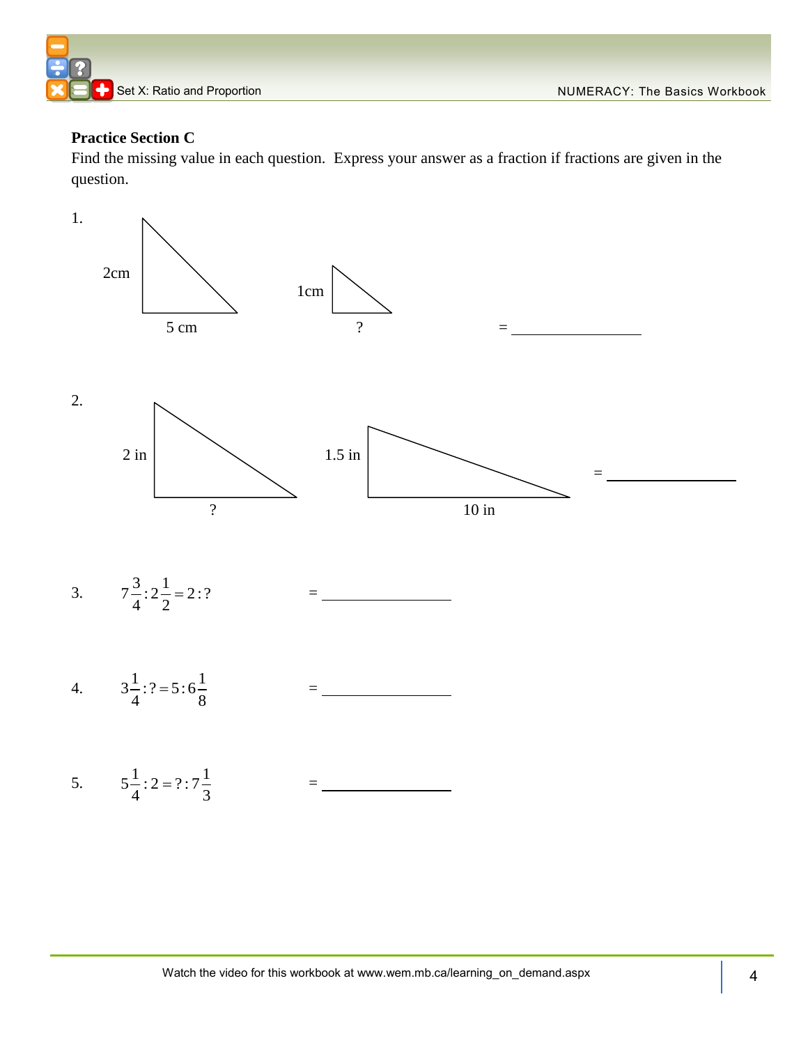**Practice Section C**

Find the missing value in each question. Express your answer as a fraction if fractions are given in the question.

1.

2cm

5 cm

1cm

?

= ______________

2.

2 in

?

1.5 in

10 in

= ______________

3. $7\frac{3}{4}:2\frac{1}{2}=2:?$ = ______________

4. $3\frac{1}{4}:?=5:6\frac{1}{8}$ = ______________

5. $5\frac{1}{4}:2=?:7\frac{1}{3}$ = ______________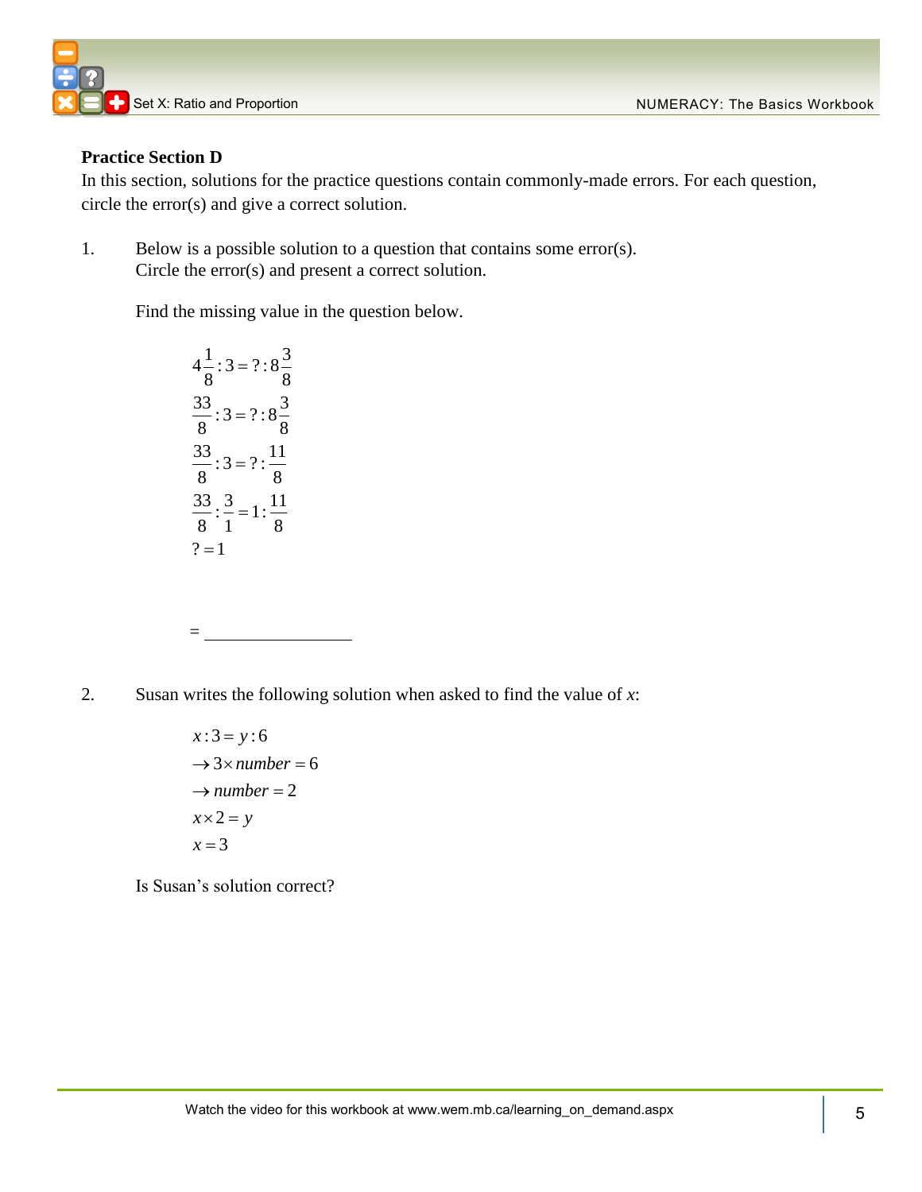**Practice Section D**

In this section, solutions for the practice questions contain commonly-made errors. For each question, circle the error(s) and give a correct solution.

1. Below is a possible solution to a question that contains some error(s). Circle the error(s) and present a correct solution.

   Find the missing value in the question below.

$$4\frac{1}{8}:3 = ?:8\frac{3}{8}$$

$$\frac{33}{8}:3 = ?:8\frac{3}{8}$$

$$\frac{33}{8}:3 = ?:\frac{11}{8}$$

$$\frac{33}{8}:\frac{3}{1} = 1:\frac{11}{8}$$

$$? = 1$$

   = ________________

2. Susan writes the following solution when asked to find the value of $x$:

$$x:3 = y:6$$

$$\rightarrow 3 \times number = 6$$

$$\rightarrow number = 2$$

$$x \times 2 = y$$

$$x = 3$$

   Is Susan's solution correct?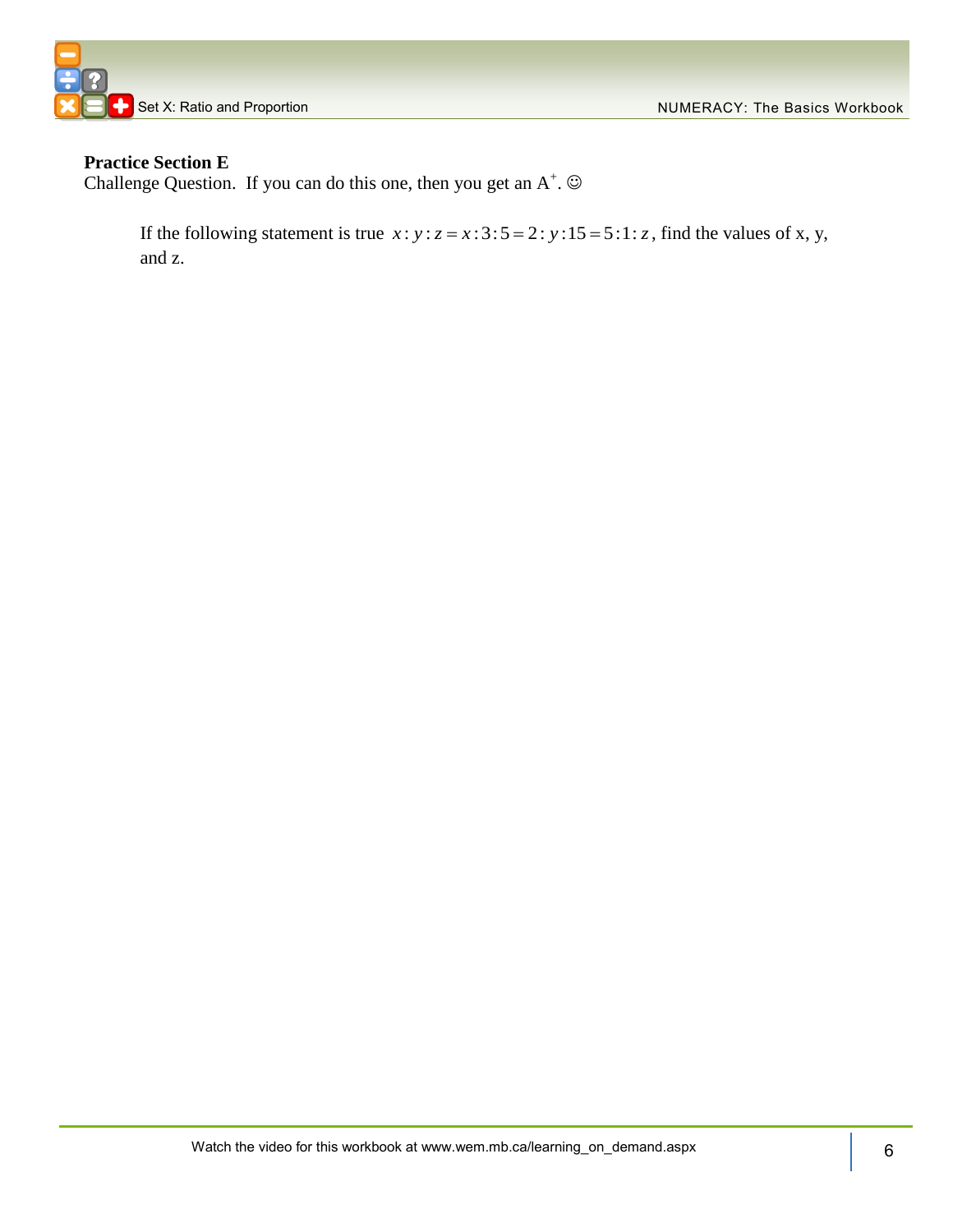**Practice Section E**

Challenge Question. If you can do this one, then you get an A$^+$. ☺

If the following statement is true $x:y:z = x:3:5 = 2:y:15 = 5:1:z$, find the values of x, y, and z.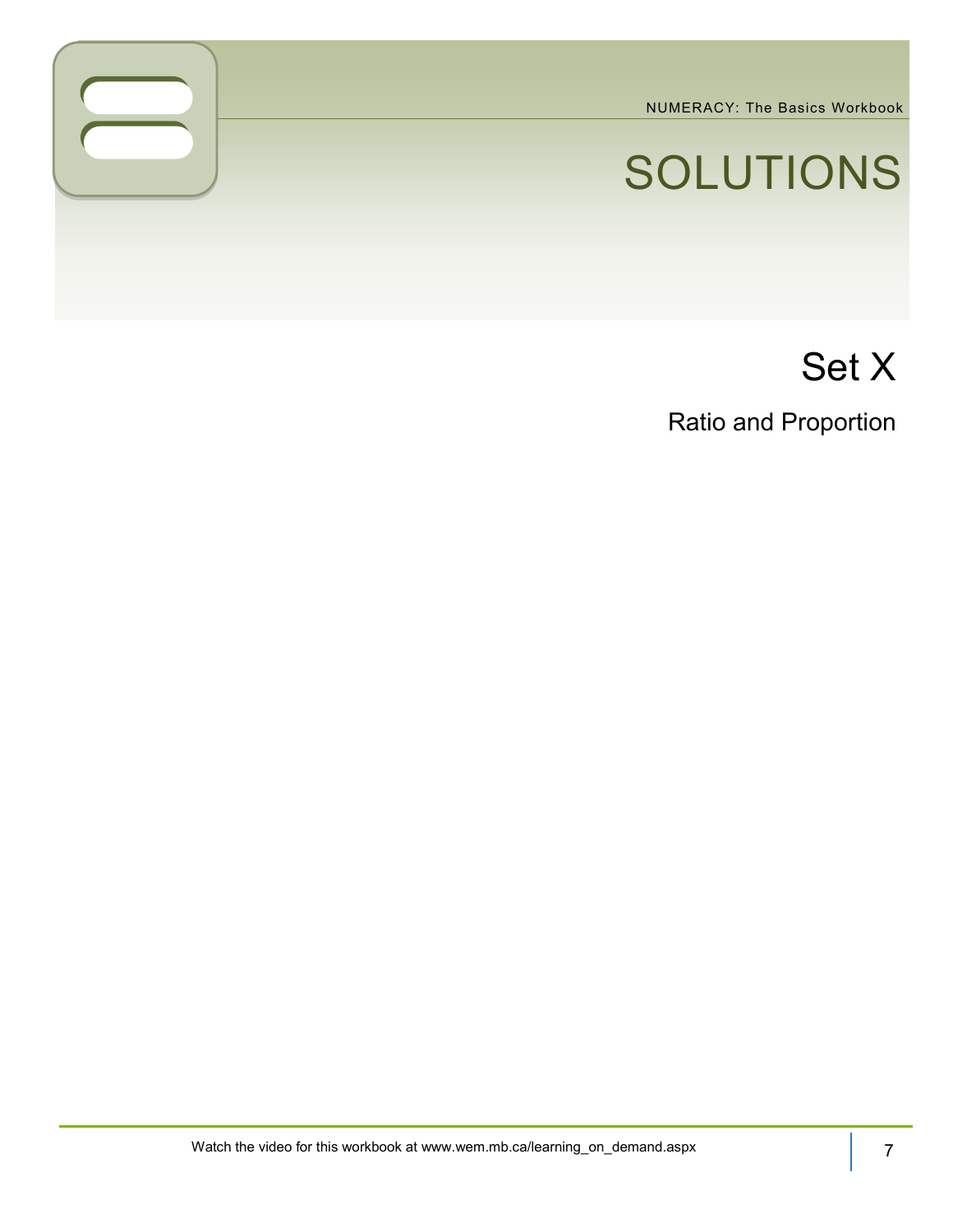# SOLUTIONS

## Set X

### Ratio and Proportion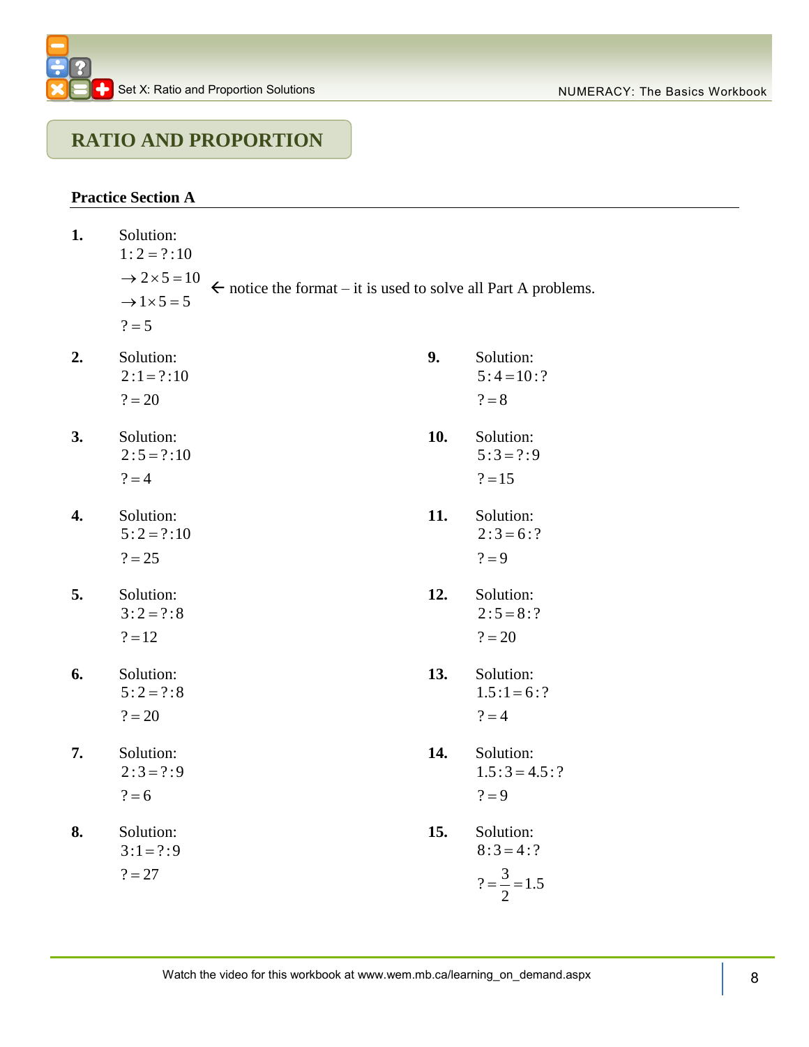## RATIO AND PROPORTION

### Practice Section A

**1.** Solution:

$1:2 = ?:10$

$\rightarrow 2\times 5 = 10$ ← notice the format – it is used to solve all Part A problems.

$\rightarrow 1\times 5 = 5$

$? = 5$

**2.** Solution:

$2:1 = ?:10$

$? = 20$

**3.** Solution:

$2:5 = ?:10$

$? = 4$

**4.** Solution:

$5:2 = ?:10$

$? = 25$

**5.** Solution:

$3:2 = ?:8$

$? = 12$

**6.** Solution:

$5:2 = ?:8$

$? = 20$

**7.** Solution:

$2:3 = ?:9$

$? = 6$

**8.** Solution:

$3:1 = ?:9$

$? = 27$

**9.** Solution:

$5:4 = 10:?$

$? = 8$

**10.** Solution:

$5:3 = ?:9$

$? = 15$

**11.** Solution:

$2:3 = 6:?$

$? = 9$

**12.** Solution:

$2:5 = 8:?$

$? = 20$

**13.** Solution:

$1.5:1 = 6:?$

$? = 4$

**14.** Solution:

$1.5:3 = 4.5:?$

$? = 9$

**15.** Solution:

$8:3 = 4:?$

$? = \frac{3}{2} = 1.5$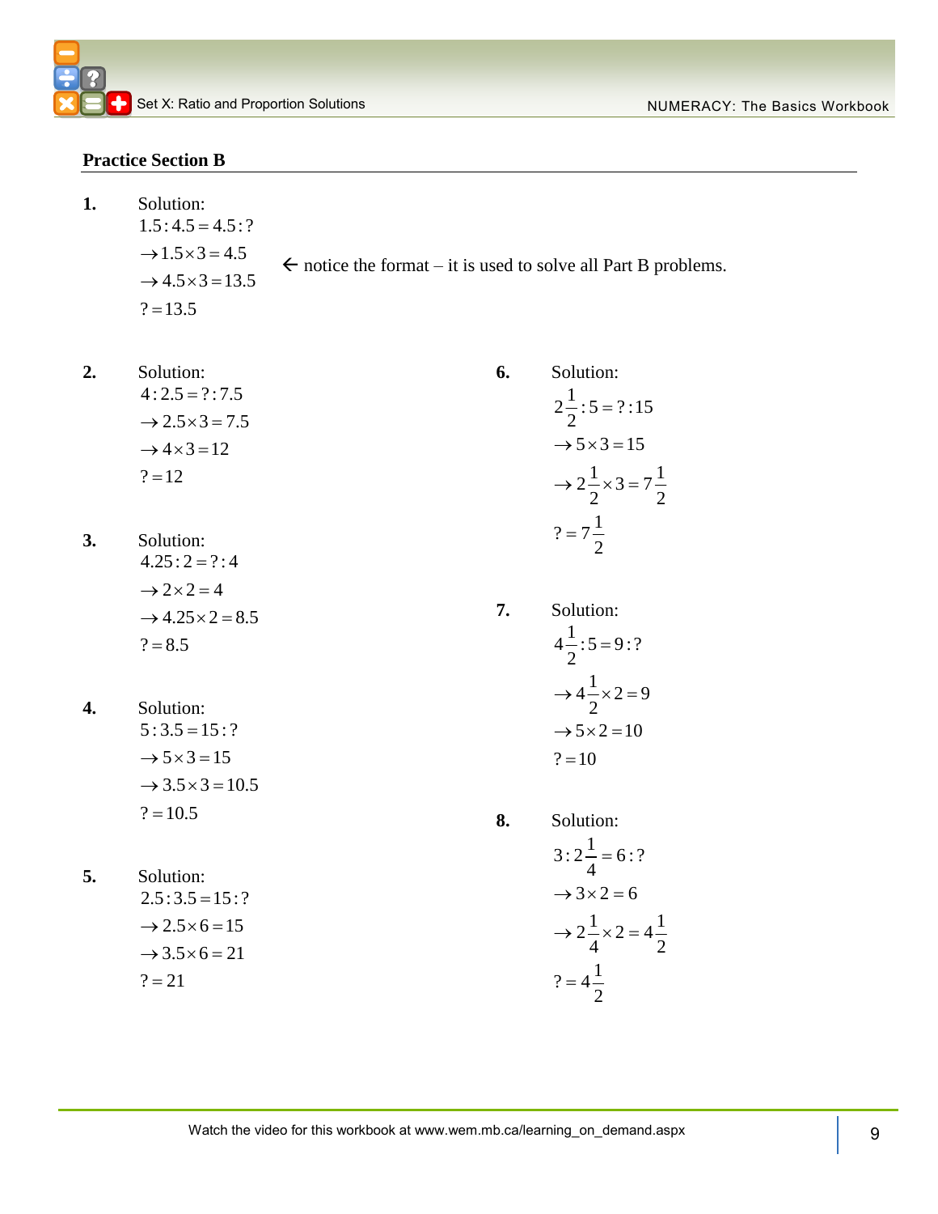## Practice Section B

**1.** Solution:

$1.5 : 4.5 = 4.5 : ?$

$\rightarrow 1.5 \times 3 = 4.5$

$\rightarrow 4.5 \times 3 = 13.5$

$? = 13.5$

← notice the format – it is used to solve all Part B problems.

**2.** Solution:

$4 : 2.5 = ? : 7.5$

$\rightarrow 2.5 \times 3 = 7.5$

$\rightarrow 4 \times 3 = 12$

$? = 12$

**3.** Solution:

$4.25 : 2 = ? : 4$

$\rightarrow 2 \times 2 = 4$

$\rightarrow 4.25 \times 2 = 8.5$

$? = 8.5$

**4.** Solution:

$5 : 3.5 = 15 : ?$

$\rightarrow 5 \times 3 = 15$

$\rightarrow 3.5 \times 3 = 10.5$

$? = 10.5$

**5.** Solution:

$2.5 : 3.5 = 15 : ?$

$\rightarrow 2.5 \times 6 = 15$

$\rightarrow 3.5 \times 6 = 21$

$? = 21$

**6.** Solution:

$2\frac{1}{2} : 5 = ? : 15$

$\rightarrow 5 \times 3 = 15$

$\rightarrow 2\frac{1}{2} \times 3 = 7\frac{1}{2}$

$? = 7\frac{1}{2}$

**7.** Solution:

$4\frac{1}{2} : 5 = 9 : ?$

$\rightarrow 4\frac{1}{2} \times 2 = 9$

$\rightarrow 5 \times 2 = 10$

$? = 10$

**8.** Solution:

$3 : 2\frac{1}{4} = 6 : ?$

$\rightarrow 3 \times 2 = 6$

$\rightarrow 2\frac{1}{4} \times 2 = 4\frac{1}{2}$

$? = 4\frac{1}{2}$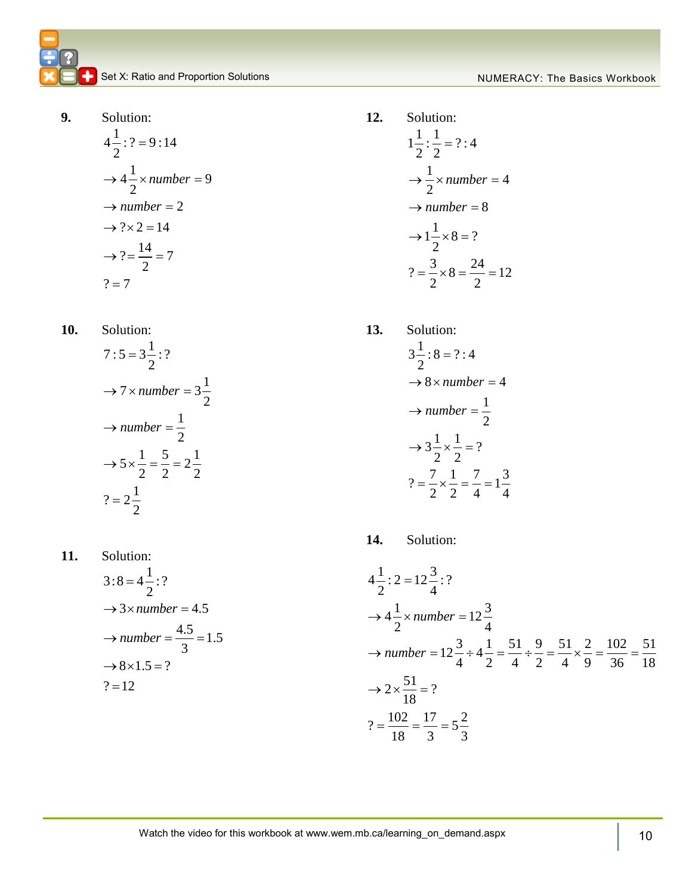**9.** Solution:

$$4\frac{1}{2} : ? = 9 : 14$$

$$\rightarrow 4\frac{1}{2} \times number = 9$$

$$\rightarrow number = 2$$

$$\rightarrow ? \times 2 = 14$$

$$\rightarrow ? = \frac{14}{2} = 7$$

$$? = 7$$

**10.** Solution:

$$7 : 5 = 3\frac{1}{2} : ?$$

$$\rightarrow 7 \times number = 3\frac{1}{2}$$

$$\rightarrow number = \frac{1}{2}$$

$$\rightarrow 5 \times \frac{1}{2} = \frac{5}{2} = 2\frac{1}{2}$$

$$? = 2\frac{1}{2}$$

**11.** Solution:

$$3 : 8 = 4\frac{1}{2} : ?$$

$$\rightarrow 3 \times number = 4.5$$

$$\rightarrow number = \frac{4.5}{3} = 1.5$$

$$\rightarrow 8 \times 1.5 = ?$$

$$? = 12$$

**12.** Solution:

$$1\frac{1}{2} : \frac{1}{2} = ? : 4$$

$$\rightarrow \frac{1}{2} \times number = 4$$

$$\rightarrow number = 8$$

$$\rightarrow 1\frac{1}{2} \times 8 = ?$$

$$? = \frac{3}{2} \times 8 = \frac{24}{2} = 12$$

**13.** Solution:

$$3\frac{1}{2} : 8 = ? : 4$$

$$\rightarrow 8 \times number = 4$$

$$\rightarrow number = \frac{1}{2}$$

$$\rightarrow 3\frac{1}{2} \times \frac{1}{2} = ?$$

$$? = \frac{7}{2} \times \frac{1}{2} = \frac{7}{4} = 1\frac{3}{4}$$

**14.** Solution:

$$4\frac{1}{2} : 2 = 12\frac{3}{4} : ?$$

$$\rightarrow 4\frac{1}{2} \times number = 12\frac{3}{4}$$

$$\rightarrow number = 12\frac{3}{4} \div 4\frac{1}{2} = \frac{51}{4} \div \frac{9}{2} = \frac{51}{4} \times \frac{2}{9} = \frac{102}{36} = \frac{51}{18}$$

$$\rightarrow 2 \times \frac{51}{18} = ?$$

$$? = \frac{102}{18} = \frac{17}{3} = 5\frac{2}{3}$$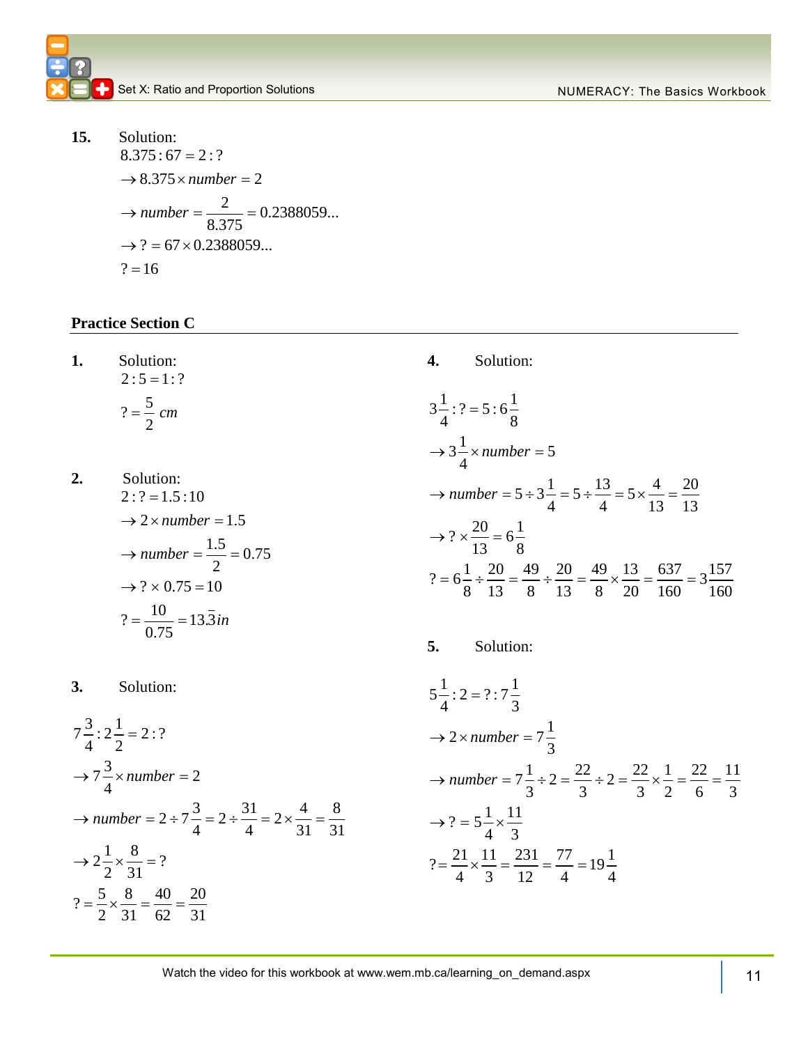**15.** Solution:

$8.375 : 67 = 2 : ?$

$\rightarrow 8.375 \times number = 2$

$\rightarrow number = \dfrac{2}{8.375} = 0.2388059...$

$\rightarrow ? = 67 \times 0.2388059...$

$? = 16$

## Practice Section C

**1.** Solution:

$2 : 5 = 1 : ?$

$? = \dfrac{5}{2}\ cm$

**2.** Solution:

$2 : ? = 1.5 : 10$

$\rightarrow 2 \times number = 1.5$

$\rightarrow number = \dfrac{1.5}{2} = 0.75$

$\rightarrow ? \times 0.75 = 10$

$? = \dfrac{10}{0.75} = 13.\bar{3}in$

**3.** Solution:

$7\dfrac{3}{4} : 2\dfrac{1}{2} = 2 : ?$

$\rightarrow 7\dfrac{3}{4} \times number = 2$

$\rightarrow number = 2 \div 7\dfrac{3}{4} = 2 \div \dfrac{31}{4} = 2 \times \dfrac{4}{31} = \dfrac{8}{31}$

$\rightarrow 2\dfrac{1}{2} \times \dfrac{8}{31} = ?$

$? = \dfrac{5}{2} \times \dfrac{8}{31} = \dfrac{40}{62} = \dfrac{20}{31}$

**4.** Solution:

$3\dfrac{1}{4} : ? = 5 : 6\dfrac{1}{8}$

$\rightarrow 3\dfrac{1}{4} \times number = 5$

$\rightarrow number = 5 \div 3\dfrac{1}{4} = 5 \div \dfrac{13}{4} = 5 \times \dfrac{4}{13} = \dfrac{20}{13}$

$\rightarrow ? \times \dfrac{20}{13} = 6\dfrac{1}{8}$

$? = 6\dfrac{1}{8} \div \dfrac{20}{13} = \dfrac{49}{8} \div \dfrac{20}{13} = \dfrac{49}{8} \times \dfrac{13}{20} = \dfrac{637}{160} = 3\dfrac{157}{160}$

**5.** Solution:

$5\dfrac{1}{4} : 2 = ? : 7\dfrac{1}{3}$

$\rightarrow 2 \times number = 7\dfrac{1}{3}$

$\rightarrow number = 7\dfrac{1}{3} \div 2 = \dfrac{22}{3} \div 2 = \dfrac{22}{3} \times \dfrac{1}{2} = \dfrac{22}{6} = \dfrac{11}{3}$

$\rightarrow ? = 5\dfrac{1}{4} \times \dfrac{11}{3}$

$? = \dfrac{21}{4} \times \dfrac{11}{3} = \dfrac{231}{12} = \dfrac{77}{4} = 19\dfrac{1}{4}$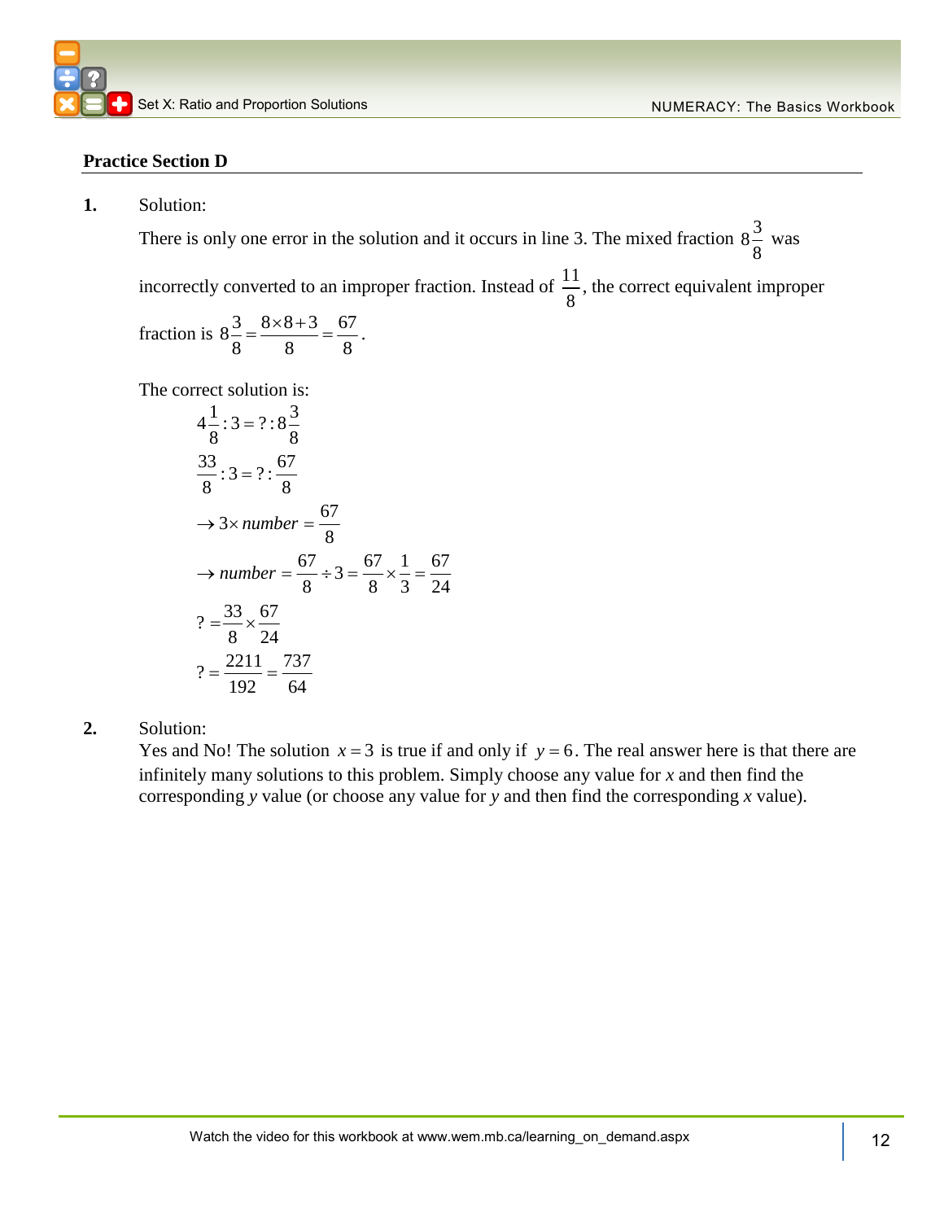### Practice Section D

**1.** Solution:

There is only one error in the solution and it occurs in line 3. The mixed fraction $8\frac{3}{8}$ was incorrectly converted to an improper fraction. Instead of $\frac{11}{8}$, the correct equivalent improper fraction is $8\frac{3}{8} = \frac{8 \times 8 + 3}{8} = \frac{67}{8}$.

The correct solution is:

$$4\frac{1}{8} : 3 = ? : 8\frac{3}{8}$$

$$\frac{33}{8} : 3 = ? : \frac{67}{8}$$

$$\rightarrow 3 \times number = \frac{67}{8}$$

$$\rightarrow number = \frac{67}{8} \div 3 = \frac{67}{8} \times \frac{1}{3} = \frac{67}{24}$$

$$? = \frac{33}{8} \times \frac{67}{24}$$

$$? = \frac{2211}{192} = \frac{737}{64}$$

**2.** Solution:

Yes and No! The solution $x = 3$ is true if and only if $y = 6$. The real answer here is that there are infinitely many solutions to this problem. Simply choose any value for $x$ and then find the corresponding $y$ value (or choose any value for $y$ and then find the corresponding $x$ value).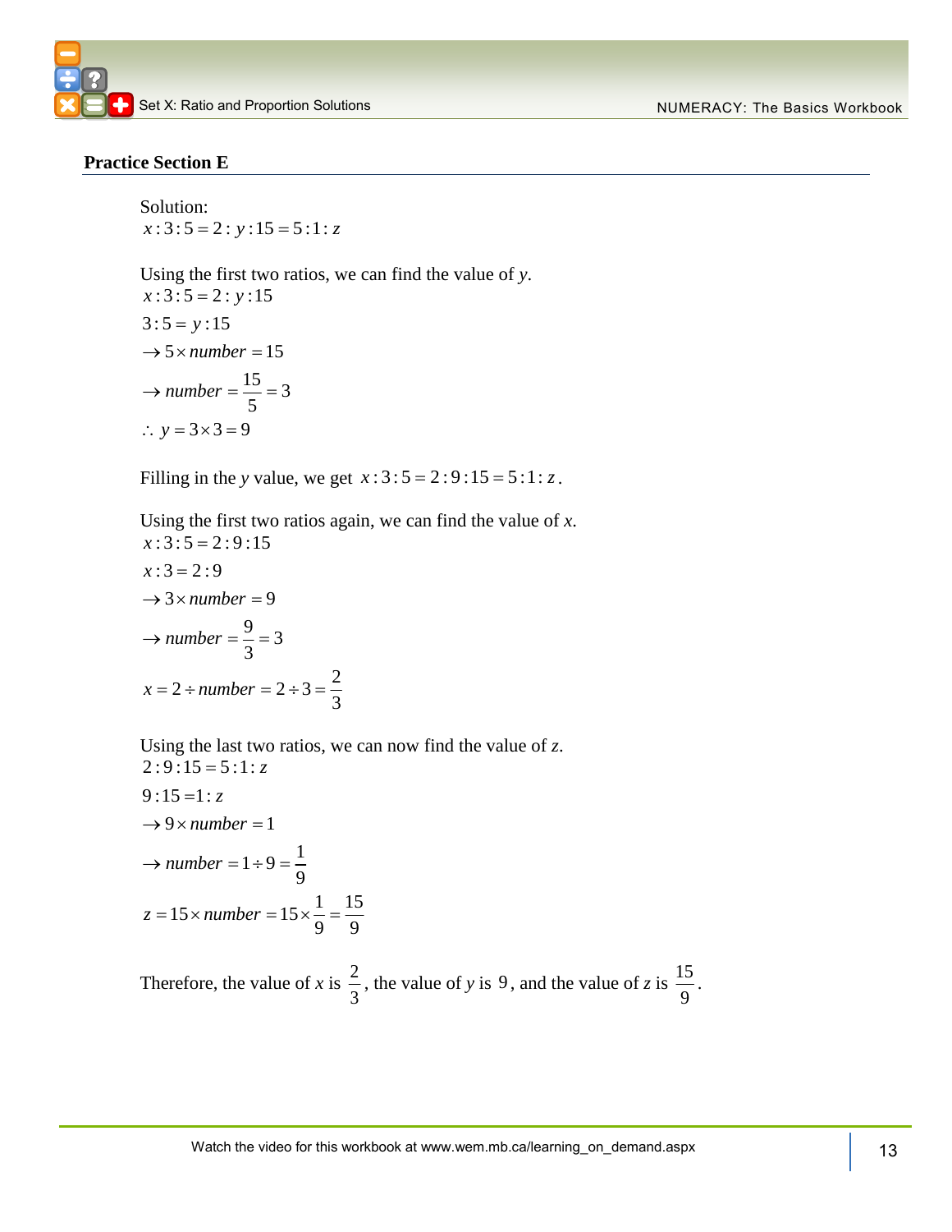**Practice Section E**

Solution:
$x:3:5 = 2:y:15 = 5:1:z$

Using the first two ratios, we can find the value of *y*.

$x:3:5 = 2:y:15$

$3:5 = y:15$

$\rightarrow 5 \times number = 15$

$\rightarrow number = \frac{15}{5} = 3$

$\therefore\ y = 3 \times 3 = 9$

Filling in the *y* value, we get $x:3:5 = 2:9:15 = 5:1:z$.

Using the first two ratios again, we can find the value of *x*.

$x:3:5 = 2:9:15$

$x:3 = 2:9$

$\rightarrow 3 \times number = 9$

$\rightarrow number = \frac{9}{3} = 3$

$x = 2 \div number = 2 \div 3 = \frac{2}{3}$

Using the last two ratios, we can now find the value of *z*.

$2:9:15 = 5:1:z$

$9:15 = 1:z$

$\rightarrow 9 \times number = 1$

$\rightarrow number = 1 \div 9 = \frac{1}{9}$

$z = 15 \times number = 15 \times \frac{1}{9} = \frac{15}{9}$

Therefore, the value of *x* is $\frac{2}{3}$, the value of *y* is $9$, and the value of *z* is $\frac{15}{9}$.